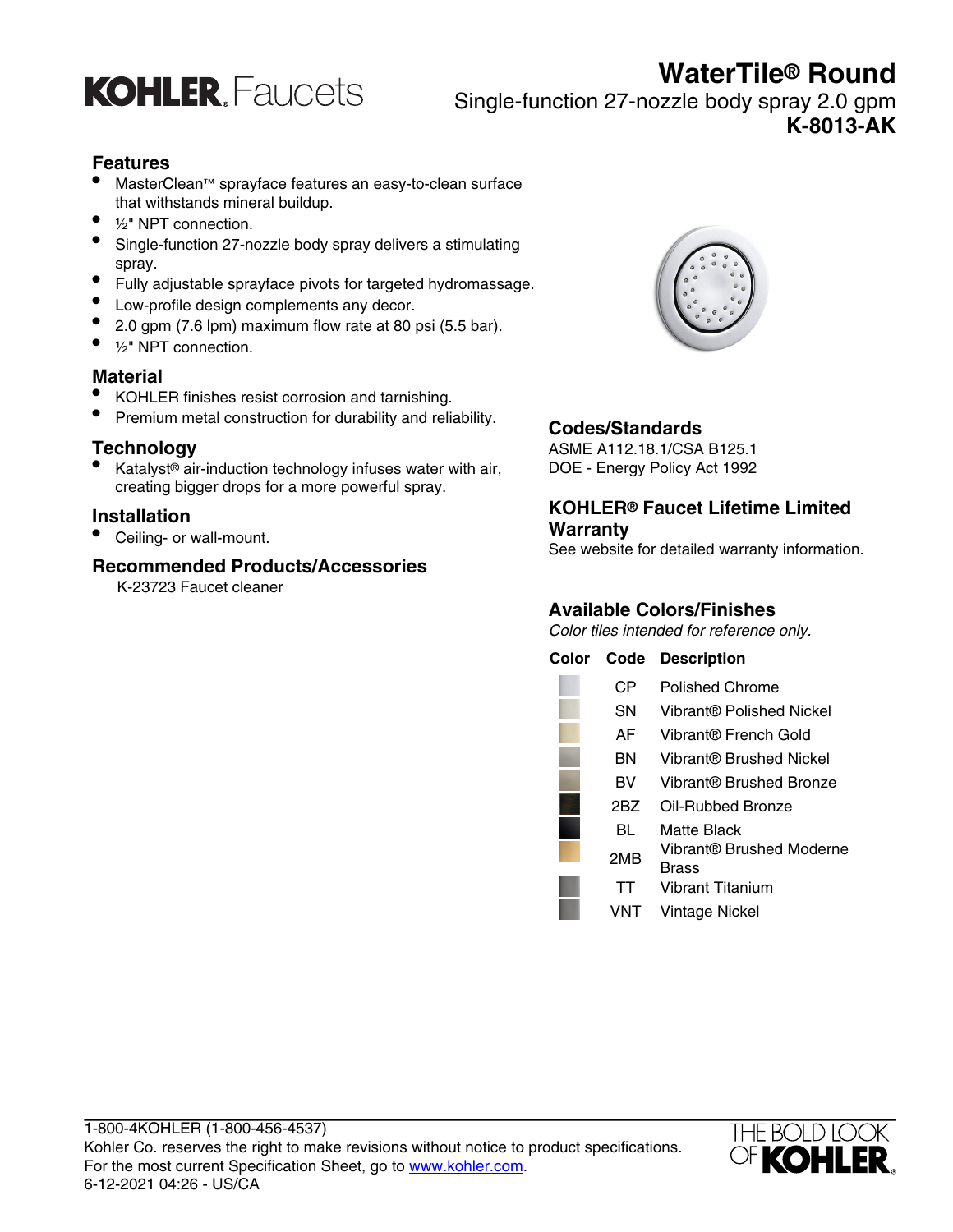# KOHLER. Faucets

# WaterTile® Round

Single-function 27-nozzle body spray 2.0 gpm

**K-8013-AK**

## Features

- MasterClean™ sprayface features an easy-to-clean surface that withstands mineral buildup.
- ½" NPT connection.
- Single-function 27-nozzle body spray delivers a stimulating spray.
- Fully adjustable sprayface pivots for targeted hydromassage.
- Low-profile design complements any decor.
- 2.0 gpm (7.6 lpm) maximum flow rate at 80 psi (5.5 bar).
- ½" NPT connection.

## Material

- KOHLER finishes resist corrosion and tarnishing.
- Premium metal construction for durability and reliability.

## Technology

- Katalyst® air-induction technology infuses water with air, creating bigger drops for a more powerful spray.

## Installation

- Ceiling- or wall-mount.

## Recommended Products/Accessories

K-23723 Faucet cleaner

## Codes/Standards

ASME A112.18.1/CSA B125.1
DOE - Energy Policy Act 1992

## KOHLER® Faucet Lifetime Limited Warranty

See website for detailed warranty information.

## Available Colors/Finishes

*Color tiles intended for reference only.*

| Color | Code | Description |
|---|---|---|
| | CP | Polished Chrome |
| | SN | Vibrant® Polished Nickel |
| | AF | Vibrant® French Gold |
| | BN | Vibrant® Brushed Nickel |
| | BV | Vibrant® Brushed Bronze |
| | 2BZ | Oil-Rubbed Bronze |
| | BL | Matte Black |
| | 2MB | Vibrant® Brushed Moderne Brass |
| | TT | Vibrant Titanium |
| | VNT | Vintage Nickel |

1-800-4KOHLER (1-800-456-4537)
Kohler Co. reserves the right to make revisions without notice to product specifications.
For the most current Specification Sheet, go to www.kohler.com.
6-12-2021 04:26 - US/CA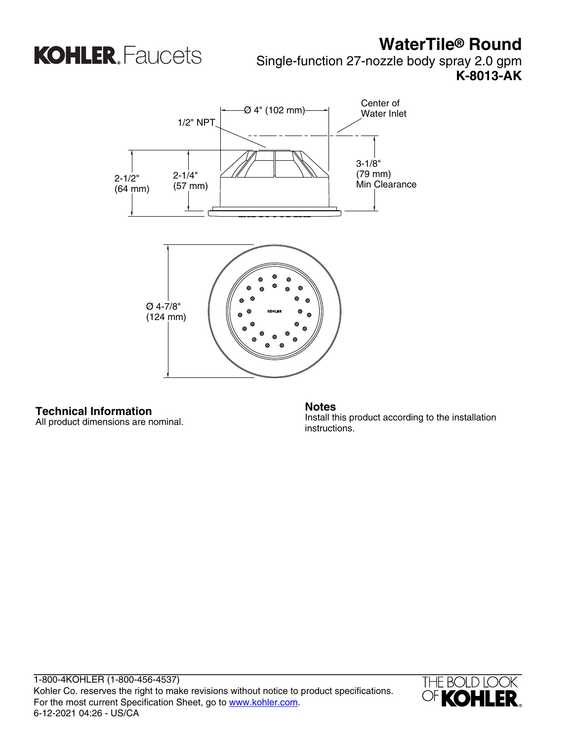KOHLER. Faucets

# WaterTile® Round

Single-function 27-nozzle body spray 2.0 gpm

**K-8013-AK**

Ø 4" (102 mm)

Center of Water Inlet

1/2" NPT

2-1/2" (64 mm)

2-1/4" (57 mm)

3-1/8" (79 mm) Min Clearance

Ø 4-7/8" (124 mm)

KOHLER

## Technical Information

All product dimensions are nominal.

## Notes

Install this product according to the installation instructions.

1-800-4KOHLER (1-800-456-4537)
Kohler Co. reserves the right to make revisions without notice to product specifications.
For the most current Specification Sheet, go to www.kohler.com.
6-12-2021 04:26 - US/CA

THE BOLD LOOK OF KOHLER.